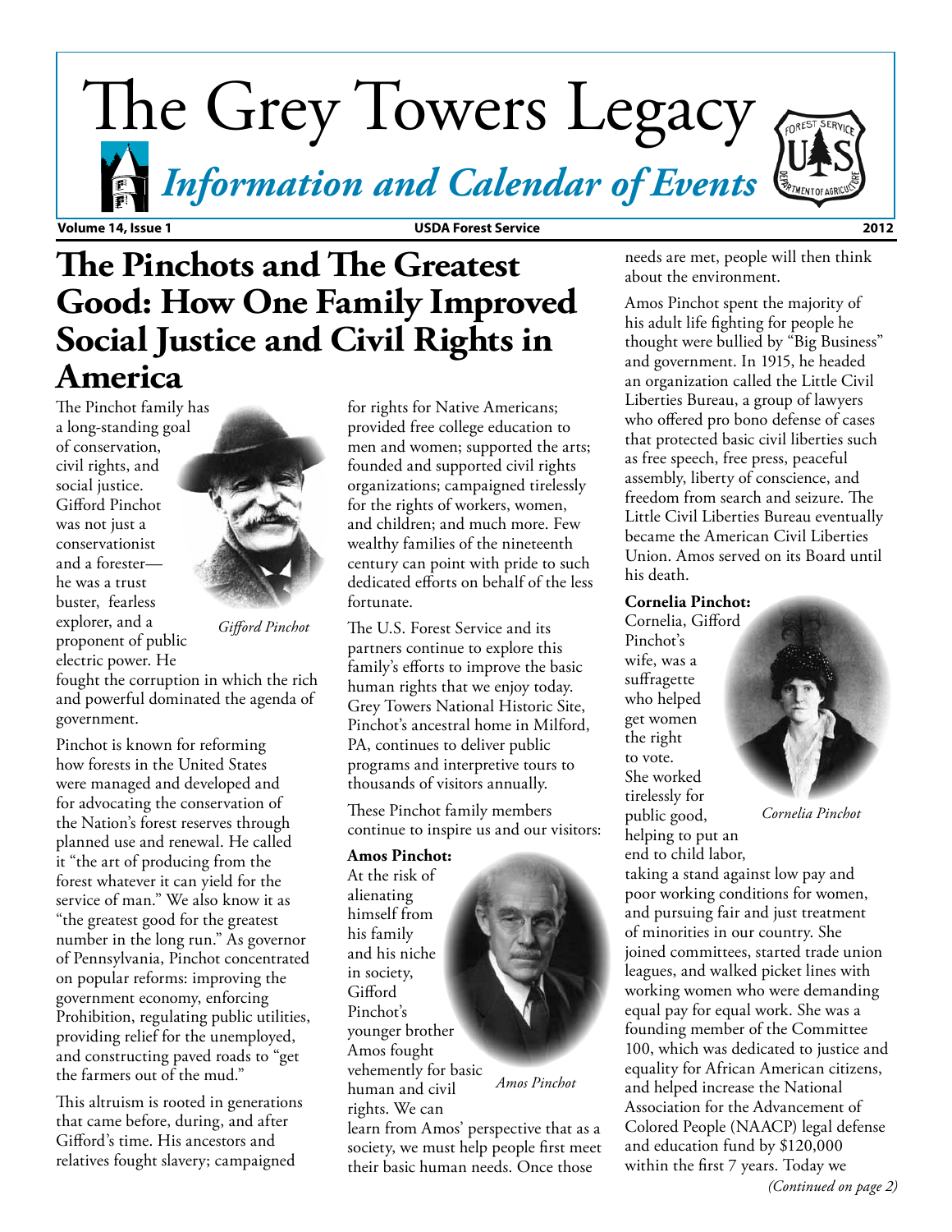# The Grey Towers Legacy

## *Information and Calendar of Events*

**Volume 14, Issue 1** **USDA Forest Service** **2012**

# The Pinchots and The Greatest Good: How One Family Improved Social Justice and Civil Rights in America

The Pinchot family has a long-standing goal of conservation, civil rights, and social justice. Gifford Pinchot was not just a conservationist and a forester—he was a trust buster, fearless explorer, and a proponent of public electric power. He fought the corruption in which the rich and powerful dominated the agenda of government.

*Gifford Pinchot*

Pinchot is known for reforming how forests in the United States were managed and developed and for advocating the conservation of the Nation's forest reserves through planned use and renewal. He called it "the art of producing from the forest whatever it can yield for the service of man." We also know it as "the greatest good for the greatest number in the long run." As governor of Pennsylvania, Pinchot concentrated on popular reforms: improving the government economy, enforcing Prohibition, regulating public utilities, providing relief for the unemployed, and constructing paved roads to "get the farmers out of the mud."

This altruism is rooted in generations that came before, during, and after Gifford's time. His ancestors and relatives fought slavery; campaigned for rights for Native Americans; provided free college education to men and women; supported the arts; founded and supported civil rights organizations; campaigned tirelessly for the rights of workers, women, and children; and much more. Few wealthy families of the nineteenth century can point with pride to such dedicated efforts on behalf of the less fortunate.

The U.S. Forest Service and its partners continue to explore this family's efforts to improve the basic human rights that we enjoy today. Grey Towers National Historic Site, Pinchot's ancestral home in Milford, PA, continues to deliver public programs and interpretive tours to thousands of visitors annually.

These Pinchot family members continue to inspire us and our visitors:

**Amos Pinchot:** At the risk of alienating himself from his family and his niche in society, Gifford Pinchot's younger brother Amos fought vehemently for basic human and civil rights. We can learn from Amos' perspective that as a society, we must help people first meet their basic human needs. Once those needs are met, people will then think about the environment.

*Amos Pinchot*

Amos Pinchot spent the majority of his adult life fighting for people he thought were bullied by "Big Business" and government. In 1915, he headed an organization called the Little Civil Liberties Bureau, a group of lawyers who offered pro bono defense of cases that protected basic civil liberties such as free speech, free press, peaceful assembly, liberty of conscience, and freedom from search and seizure. The Little Civil Liberties Bureau eventually became the American Civil Liberties Union. Amos served on its Board until his death.

**Cornelia Pinchot:** Cornelia, Gifford Pinchot's wife, was a suffragette who helped get women the right to vote. She worked tirelessly for public good, helping to put an end to child labor, taking a stand against low pay and poor working conditions for women, and pursuing fair and just treatment of minorities in our country. She joined committees, started trade union leagues, and walked picket lines with working women who were demanding equal pay for equal work. She was a founding member of the Committee 100, which was dedicated to justice and equality for African American citizens, and helped increase the National Association for the Advancement of Colored People (NAACP) legal defense and education fund by $120,000 within the first 7 years. Today we

*Cornelia Pinchot*

*(Continued on page 2)*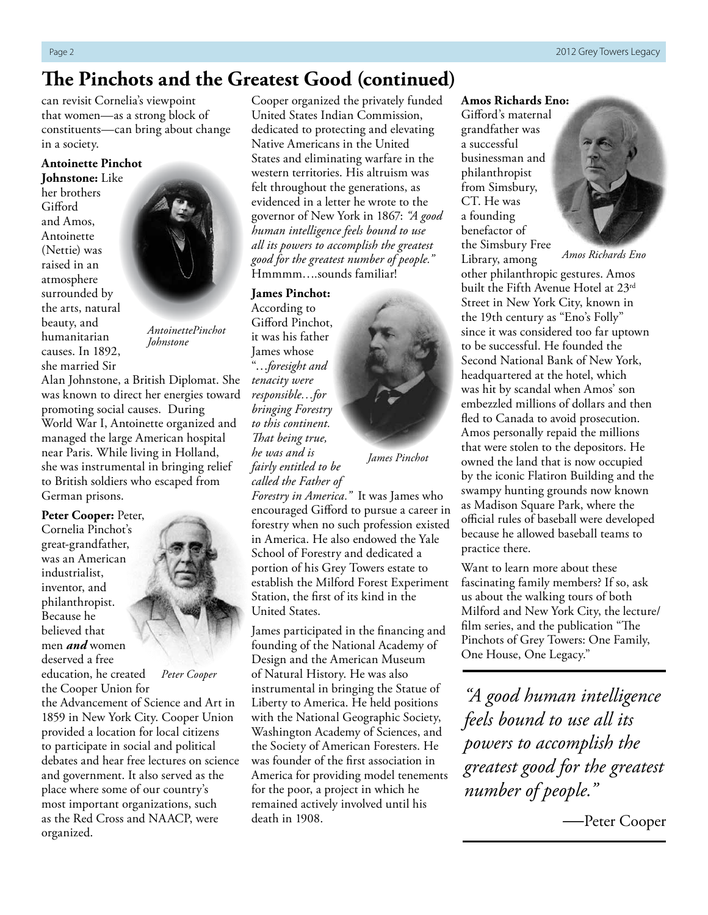## The Pinchots and the Greatest Good (continued)

can revisit Cornelia's viewpoint that women—as a strong block of constituents—can bring about change in a society.

**Antoinette Pinchot Johnstone:** Like her brothers Gifford and Amos, Antoinette (Nettie) was raised in an atmosphere surrounded by the arts, natural beauty, and humanitarian causes. In 1892, she married Sir Alan Johnstone, a British Diplomat. She was known to direct her energies toward promoting social causes. During World War I, Antoinette organized and managed the large American hospital near Paris. While living in Holland, she was instrumental in bringing relief to British soldiers who escaped from German prisons.

*AntoinettePinchot Johnstone*

**Peter Cooper:** Peter, Cornelia Pinchot's great-grandfather, was an American industrialist, inventor, and philanthropist. Because he believed that men ***and*** women deserved a free education, he created the Cooper Union for the Advancement of Science and Art in 1859 in New York City. Cooper Union provided a location for local citizens to participate in social and political debates and hear free lectures on science and government. It also served as the place where some of our country's most important organizations, such as the Red Cross and NAACP, were organized.

*Peter Cooper*

Cooper organized the privately funded United States Indian Commission, dedicated to protecting and elevating Native Americans in the United States and eliminating warfare in the western territories. His altruism was felt throughout the generations, as evidenced in a letter he wrote to the governor of New York in 1867: *"A good human intelligence feels bound to use all its powers to accomplish the greatest good for the greatest number of people."* Hmmmm….sounds familiar!

**James Pinchot:** According to Gifford Pinchot, it was his father James whose "*…foresight and tenacity were responsible…for bringing Forestry to this continent. That being true, he was and is fairly entitled to be called the Father of Forestry in America."* It was James who encouraged Gifford to pursue a career in forestry when no such profession existed in America. He also endowed the Yale School of Forestry and dedicated a portion of his Grey Towers estate to establish the Milford Forest Experiment Station, the first of its kind in the United States.

*James Pinchot*

James participated in the financing and founding of the National Academy of Design and the American Museum of Natural History. He was also instrumental in bringing the Statue of Liberty to America. He held positions with the National Geographic Society, Washington Academy of Sciences, and the Society of American Foresters. He was founder of the first association in America for providing model tenements for the poor, a project in which he remained actively involved until his death in 1908.

**Amos Richards Eno:** Gifford's maternal grandfather was a successful businessman and philanthropist from Simsbury, CT. He was a founding benefactor of the Simsbury Free Library, among other philanthropic gestures. Amos built the Fifth Avenue Hotel at 23rd Street in New York City, known in the 19th century as "Eno's Folly" since it was considered too far uptown to be successful. He founded the Second National Bank of New York, headquartered at the hotel, which was hit by scandal when Amos' son embezzled millions of dollars and then fled to Canada to avoid prosecution. Amos personally repaid the millions that were stolen to the depositors. He owned the land that is now occupied by the iconic Flatiron Building and the swampy hunting grounds now known as Madison Square Park, where the official rules of baseball were developed because he allowed baseball teams to practice there.

*Amos Richards Eno*

Want to learn more about these fascinating family members? If so, ask us about the walking tours of both Milford and New York City, the lecture/film series, and the publication "The Pinchots of Grey Towers: One Family, One House, One Legacy."

> *"A good human intelligence feels bound to use all its powers to accomplish the greatest good for the greatest number of people."*
>
> —Peter Cooper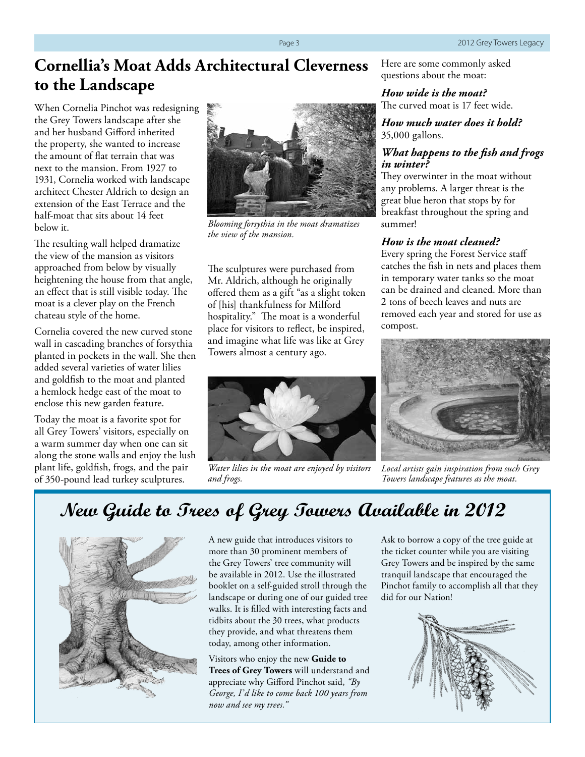# Cornellia's Moat Adds Architectural Cleverness to the Landscape

When Cornelia Pinchot was redesigning the Grey Towers landscape after she and her husband Gifford inherited the property, she wanted to increase the amount of flat terrain that was next to the mansion. From 1927 to 1931, Cornelia worked with landscape architect Chester Aldrich to design an extension of the East Terrace and the half-moat that sits about 14 feet below it.

The resulting wall helped dramatize the view of the mansion as visitors approached from below by visually heightening the house from that angle, an effect that is still visible today. The moat is a clever play on the French chateau style of the home.

Cornelia covered the new curved stone wall in cascading branches of forsythia planted in pockets in the wall. She then added several varieties of water lilies and goldfish to the moat and planted a hemlock hedge east of the moat to enclose this new garden feature.

Today the moat is a favorite spot for all Grey Towers' visitors, especially on a warm summer day when one can sit along the stone walls and enjoy the lush plant life, goldfish, frogs, and the pair of 350-pound lead turkey sculptures.

*Blooming forsythia in the moat dramatizes the view of the mansion.*

The sculptures were purchased from Mr. Aldrich, although he originally offered them as a gift "as a slight token of [his] thankfulness for Milford hospitality." The moat is a wonderful place for visitors to reflect, be inspired, and imagine what life was like at Grey Towers almost a century ago.

*Water lilies in the moat are enjoyed by visitors and frogs.*

Here are some commonly asked questions about the moat:

***How wide is the moat?***
The curved moat is 17 feet wide.

***How much water does it hold?***
35,000 gallons.

***What happens to the fish and frogs in winter?***
They overwinter in the moat without any problems. A larger threat is the great blue heron that stops by for breakfast throughout the spring and summer!

***How is the moat cleaned?***
Every spring the Forest Service staff catches the fish in nets and places them in temporary water tanks so the moat can be drained and cleaned. More than 2 tons of beech leaves and nuts are removed each year and stored for use as compost.

*Local artists gain inspiration from such Grey Towers landscape features as the moat.*

## New Guide to Trees of Grey Towers Available in 2012

A new guide that introduces visitors to more than 30 prominent members of the Grey Towers' tree community will be available in 2012. Use the illustrated booklet on a self-guided stroll through the landscape or during one of our guided tree walks. It is filled with interesting facts and tidbits about the 30 trees, what products they provide, and what threatens them today, among other information.

Visitors who enjoy the new **Guide to Trees of Grey Towers** will understand and appreciate why Gifford Pinchot said, *"By George, I'd like to come back 100 years from now and see my trees."*

Ask to borrow a copy of the tree guide at the ticket counter while you are visiting Grey Towers and be inspired by the same tranquil landscape that encouraged the Pinchot family to accomplish all that they did for our Nation!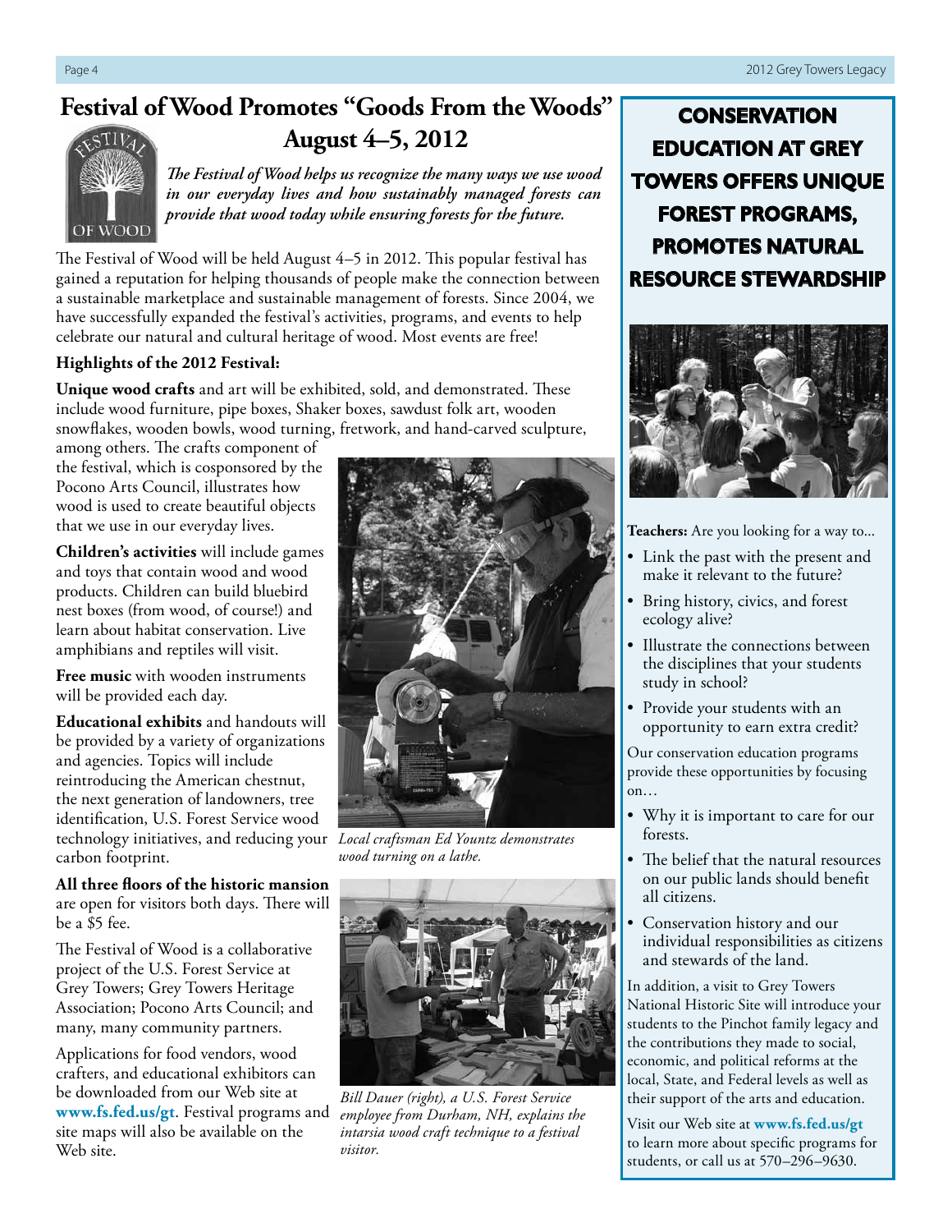# Festival of Wood Promotes "Goods From the Woods" August 4–5, 2012

*The Festival of Wood helps us recognize the many ways we use wood in our everyday lives and how sustainably managed forests can provide that wood today while ensuring forests for the future.*

The Festival of Wood will be held August 4–5 in 2012. This popular festival has gained a reputation for helping thousands of people make the connection between a sustainable marketplace and sustainable management of forests. Since 2004, we have successfully expanded the festival's activities, programs, and events to help celebrate our natural and cultural heritage of wood. Most events are free!

**Highlights of the 2012 Festival:**

**Unique wood crafts** and art will be exhibited, sold, and demonstrated. These include wood furniture, pipe boxes, Shaker boxes, sawdust folk art, wooden snowflakes, wooden bowls, wood turning, fretwork, and hand-carved sculpture, among others. The crafts component of the festival, which is cosponsored by the Pocono Arts Council, illustrates how wood is used to create beautiful objects that we use in our everyday lives.

**Children's activities** will include games and toys that contain wood and wood products. Children can build bluebird nest boxes (from wood, of course!) and learn about habitat conservation. Live amphibians and reptiles will visit.

**Free music** with wooden instruments will be provided each day.

**Educational exhibits** and handouts will be provided by a variety of organizations and agencies. Topics will include reintroducing the American chestnut, the next generation of landowners, tree identification, U.S. Forest Service wood technology initiatives, and reducing your carbon footprint.

**All three floors of the historic mansion** are open for visitors both days. There will be a $5 fee.

The Festival of Wood is a collaborative project of the U.S. Forest Service at Grey Towers; Grey Towers Heritage Association; Pocono Arts Council; and many, many community partners.

Applications for food vendors, wood crafters, and educational exhibitors can be downloaded from our Web site at **www.fs.fed.us/gt**. Festival programs and site maps will also be available on the Web site.

*Local craftsman Ed Yountz demonstrates wood turning on a lathe.*

*Bill Dauer (right), a U.S. Forest Service employee from Durham, NH, explains the intarsia wood craft technique to a festival visitor.*

## CONSERVATION EDUCATION AT GREY TOWERS OFFERS UNIQUE FOREST PROGRAMS, PROMOTES NATURAL RESOURCE STEWARDSHIP

**Teachers:** Are you looking for a way to...

- Link the past with the present and make it relevant to the future?
- Bring history, civics, and forest ecology alive?
- Illustrate the connections between the disciplines that your students study in school?
- Provide your students with an opportunity to earn extra credit?

Our conservation education programs provide these opportunities by focusing on…

- Why it is important to care for our forests.
- The belief that the natural resources on our public lands should benefit all citizens.
- Conservation history and our individual responsibilities as citizens and stewards of the land.

In addition, a visit to Grey Towers National Historic Site will introduce your students to the Pinchot family legacy and the contributions they made to social, economic, and political reforms at the local, State, and Federal levels as well as their support of the arts and education.

Visit our Web site at **www.fs.fed.us/gt** to learn more about specific programs for students, or call us at 570–296–9630.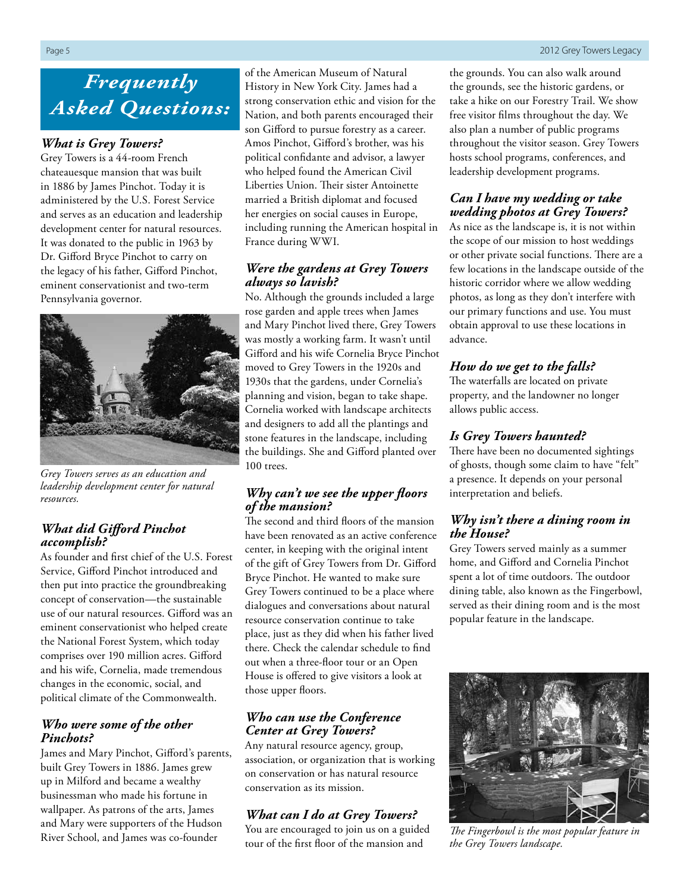# Frequently Asked Questions:

### *What is Grey Towers?*

Grey Towers is a 44-room French chateauesque mansion that was built in 1886 by James Pinchot. Today it is administered by the U.S. Forest Service and serves as an education and leadership development center for natural resources. It was donated to the public in 1963 by Dr. Gifford Bryce Pinchot to carry on the legacy of his father, Gifford Pinchot, eminent conservationist and two-term Pennsylvania governor.

*Grey Towers serves as an education and leadership development center for natural resources.*

### *What did Gifford Pinchot accomplish?*

As founder and first chief of the U.S. Forest Service, Gifford Pinchot introduced and then put into practice the groundbreaking concept of conservation—the sustainable use of our natural resources. Gifford was an eminent conservationist who helped create the National Forest System, which today comprises over 190 million acres. Gifford and his wife, Cornelia, made tremendous changes in the economic, social, and political climate of the Commonwealth.

### *Who were some of the other Pinchots?*

James and Mary Pinchot, Gifford's parents, built Grey Towers in 1886. James grew up in Milford and became a wealthy businessman who made his fortune in wallpaper. As patrons of the arts, James and Mary were supporters of the Hudson River School, and James was co-founder of the American Museum of Natural History in New York City. James had a strong conservation ethic and vision for the Nation, and both parents encouraged their son Gifford to pursue forestry as a career. Amos Pinchot, Gifford's brother, was his political confidante and advisor, a lawyer who helped found the American Civil Liberties Union. Their sister Antoinette married a British diplomat and focused her energies on social causes in Europe, including running the American hospital in France during WWI.

### *Were the gardens at Grey Towers always so lavish?*

No. Although the grounds included a large rose garden and apple trees when James and Mary Pinchot lived there, Grey Towers was mostly a working farm. It wasn't until Gifford and his wife Cornelia Bryce Pinchot moved to Grey Towers in the 1920s and 1930s that the gardens, under Cornelia's planning and vision, began to take shape. Cornelia worked with landscape architects and designers to add all the plantings and stone features in the landscape, including the buildings. She and Gifford planted over 100 trees.

### *Why can't we see the upper floors of the mansion?*

The second and third floors of the mansion have been renovated as an active conference center, in keeping with the original intent of the gift of Grey Towers from Dr. Gifford Bryce Pinchot. He wanted to make sure Grey Towers continued to be a place where dialogues and conversations about natural resource conservation continue to take place, just as they did when his father lived there. Check the calendar schedule to find out when a three-floor tour or an Open House is offered to give visitors a look at those upper floors.

### *Who can use the Conference Center at Grey Towers?*

Any natural resource agency, group, association, or organization that is working on conservation or has natural resource conservation as its mission.

### *What can I do at Grey Towers?*

You are encouraged to join us on a guided tour of the first floor of the mansion and the grounds. You can also walk around the grounds, see the historic gardens, or take a hike on our Forestry Trail. We show free visitor films throughout the day. We also plan a number of public programs throughout the visitor season. Grey Towers hosts school programs, conferences, and leadership development programs.

### *Can I have my wedding or take wedding photos at Grey Towers?*

As nice as the landscape is, it is not within the scope of our mission to host weddings or other private social functions. There are a few locations in the landscape outside of the historic corridor where we allow wedding photos, as long as they don't interfere with our primary functions and use. You must obtain approval to use these locations in advance.

### *How do we get to the falls?*

The waterfalls are located on private property, and the landowner no longer allows public access.

### *Is Grey Towers haunted?*

There have been no documented sightings of ghosts, though some claim to have "felt" a presence. It depends on your personal interpretation and beliefs.

### *Why isn't there a dining room in the House?*

Grey Towers served mainly as a summer home, and Gifford and Cornelia Pinchot spent a lot of time outdoors. The outdoor dining table, also known as the Fingerbowl, served as their dining room and is the most popular feature in the landscape.

*The Fingerbowl is the most popular feature in the Grey Towers landscape.*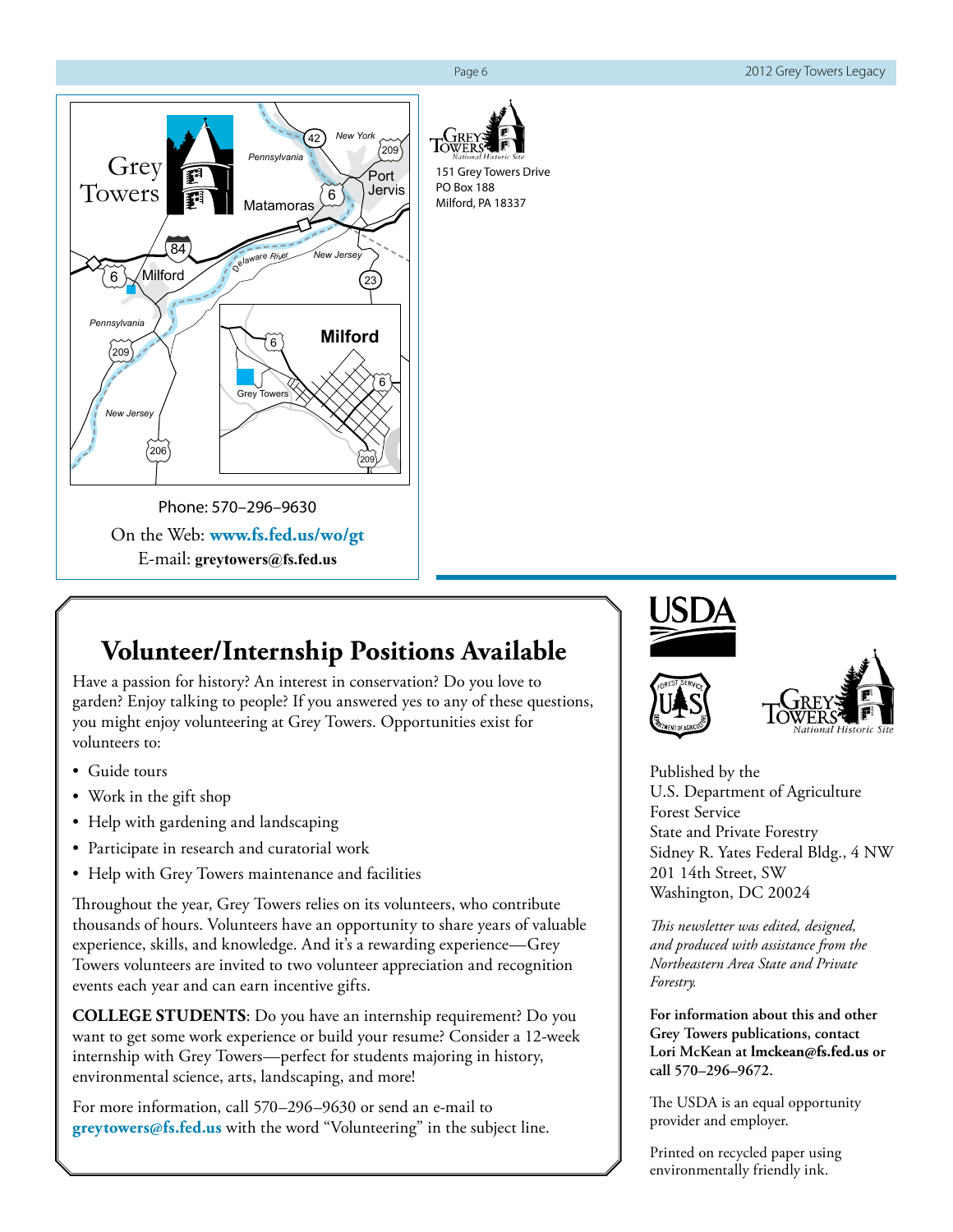Grey Towers

Pennsylvania
New York
Matamoras
Port Jervis
Milford
Delaware River
New Jersey
Pennsylvania
New Jersey
Milford
Grey Towers

Phone: 570–296–9630

On the Web: **www.fs.fed.us/wo/gt**

E-mail: **greytowers@fs.fed.us**

151 Grey Towers Drive
PO Box 188
Milford, PA 18337

## Volunteer/Internship Positions Available

Have a passion for history? An interest in conservation? Do you love to garden? Enjoy talking to people? If you answered yes to any of these questions, you might enjoy volunteering at Grey Towers. Opportunities exist for volunteers to:

- Guide tours
- Work in the gift shop
- Help with gardening and landscaping
- Participate in research and curatorial work
- Help with Grey Towers maintenance and facilities

Throughout the year, Grey Towers relies on its volunteers, who contribute thousands of hours. Volunteers have an opportunity to share years of valuable experience, skills, and knowledge. And it's a rewarding experience—Grey Towers volunteers are invited to two volunteer appreciation and recognition events each year and can earn incentive gifts.

**COLLEGE STUDENTS**: Do you have an internship requirement? Do you want to get some work experience or build your resume? Consider a 12-week internship with Grey Towers—perfect for students majoring in history, environmental science, arts, landscaping, and more!

For more information, call 570–296–9630 or send an e-mail to **greytowers@fs.fed.us** with the word "Volunteering" in the subject line.

Published by the
U.S. Department of Agriculture
Forest Service
State and Private Forestry
Sidney R. Yates Federal Bldg., 4 NW
201 14th Street, SW
Washington, DC 20024

*This newsletter was edited, designed, and produced with assistance from the Northeastern Area State and Private Forestry.*

**For information about this and other Grey Towers publications, contact Lori McKean at lmckean@fs.fed.us or call 570–296–9672.**

The USDA is an equal opportunity provider and employer.

Printed on recycled paper using environmentally friendly ink.